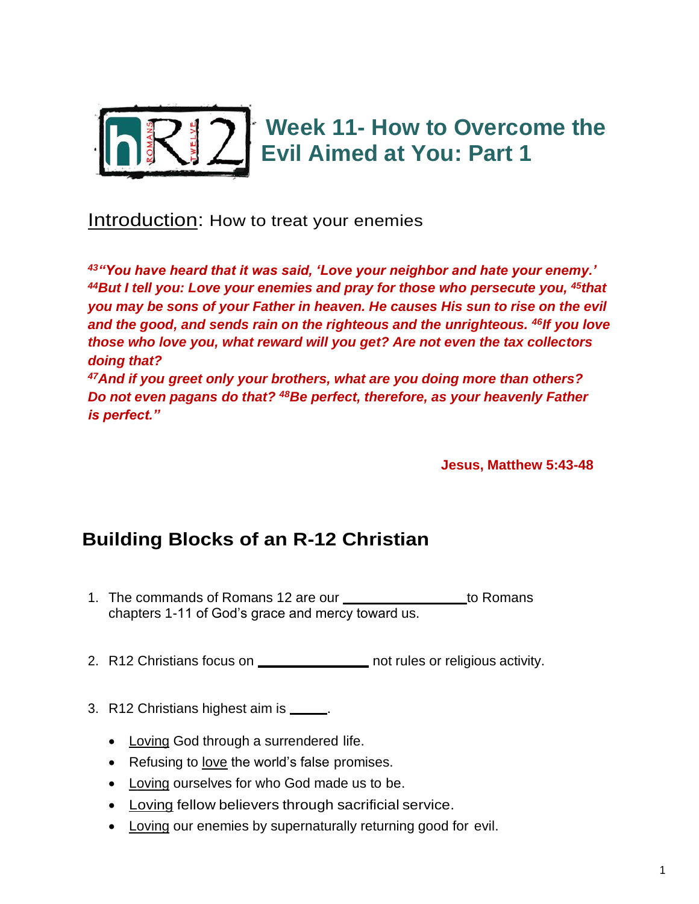# Week 11- How to Overcome the Evil Aimed at You: Part 1

<u>Introduction</u>: How to treat your enemies

***[43]"You have heard that it was said, 'Love your neighbor and hate your enemy.' [44]But I tell you: Love your enemies and pray for those who persecute you, [45]that you may be sons of your Father in heaven. He causes His sun to rise on the evil and the good, and sends rain on the righteous and the unrighteous. [46]If you love those who love you, what reward will you get? Are not even the tax collectors doing that?***
***[47]And if you greet only your brothers, what are you doing more than others? Do not even pagans do that? [48]Be perfect, therefore, as your heavenly Father is perfect."***

**Jesus, Matthew 5:43-48**

## Building Blocks of an R-12 Christian

1. The commands of Romans 12 are our ________________ to Romans chapters 1-11 of God's grace and mercy toward us.

2. R12 Christians focus on ______________ not rules or religious activity.

3. R12 Christians highest aim is _____.

   - <u>Loving</u> God through a surrendered life.
   - Refusing to <u>love</u> the world's false promises.
   - <u>Loving</u> ourselves for who God made us to be.
   - <u>Loving</u> fellow believers through sacrificial service.
   - <u>Loving</u> our enemies by supernaturally returning good for evil.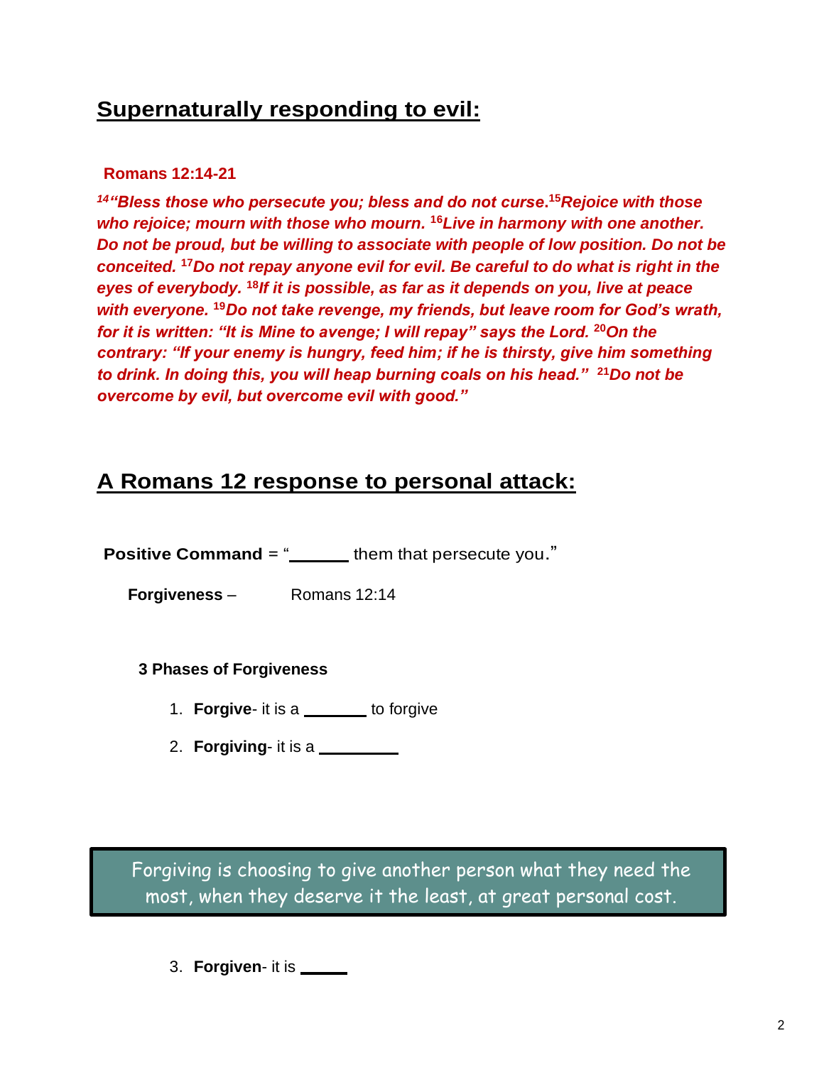## Supernaturally responding to evil:

**Romans 12:14-21**

***[14]"Bless those who persecute you; bless and do not curse.[15]Rejoice with those who rejoice; mourn with those who mourn. [16]Live in harmony with one another. Do not be proud, but be willing to associate with people of low position. Do not be conceited. [17]Do not repay anyone evil for evil. Be careful to do what is right in the eyes of everybody. [18]If it is possible, as far as it depends on you, live at peace with everyone. [19]Do not take revenge, my friends, but leave room for God's wrath, for it is written: "It is Mine to avenge; I will repay" says the Lord. [20]On the contrary: "If your enemy is hungry, feed him; if he is thirsty, give him something to drink. In doing this, you will heap burning coals on his head." [21]Do not be overcome by evil, but overcome evil with good."***

## A Romans 12 response to personal attack:

**Positive Command** = "______ them that persecute you."

**Forgiveness** – Romans 12:14

**3 Phases of Forgiveness**

1. **Forgive**- it is a _______ to forgive
2. **Forgiving**- it is a _________

> Forgiving is choosing to give another person what they need the most, when they deserve it the least, at great personal cost.

3. **Forgiven**- it is _____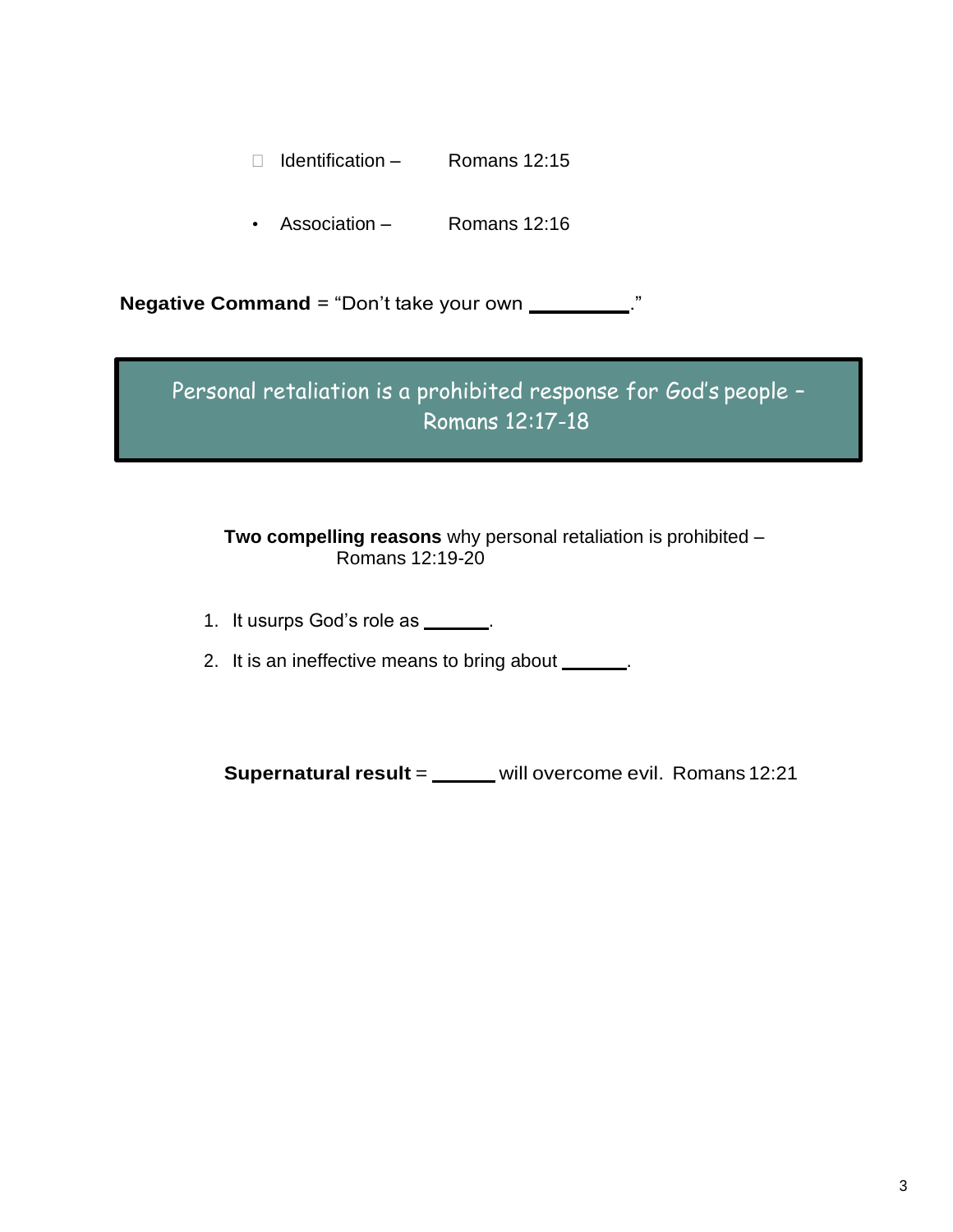- Identification – Romans 12:15

- Association – Romans 12:16

**Negative Command** = "Don't take your own __________."

> Personal retaliation is a prohibited response for God's people – Romans 12:17-18

**Two compelling reasons** why personal retaliation is prohibited – Romans 12:19-20

1. It usurps God's role as ______.
2. It is an ineffective means to bring about ______.

**Supernatural result** = ______ will overcome evil. Romans 12:21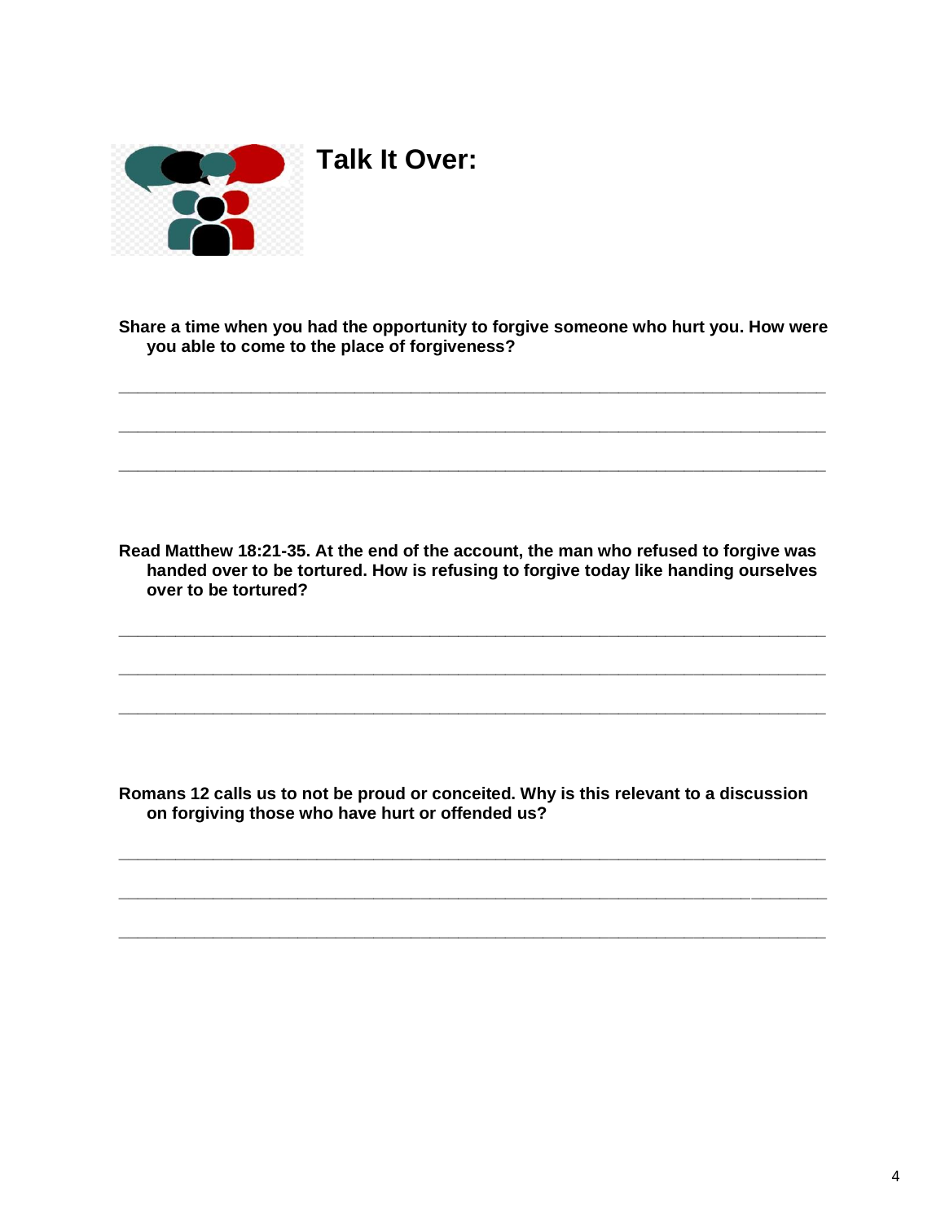## Talk It Over:

**Share a time when you had the opportunity to forgive someone who hurt you. How were you able to come to the place of forgiveness?**

___________________________________________________________________________

___________________________________________________________________________

___________________________________________________________________________

**Read Matthew 18:21-35. At the end of the account, the man who refused to forgive was handed over to be tortured. How is refusing to forgive today like handing ourselves over to be tortured?**

___________________________________________________________________________

___________________________________________________________________________

___________________________________________________________________________

**Romans 12 calls us to not be proud or conceited. Why is this relevant to a discussion on forgiving those who have hurt or offended us?**

___________________________________________________________________________

___________________________________________________________________________

___________________________________________________________________________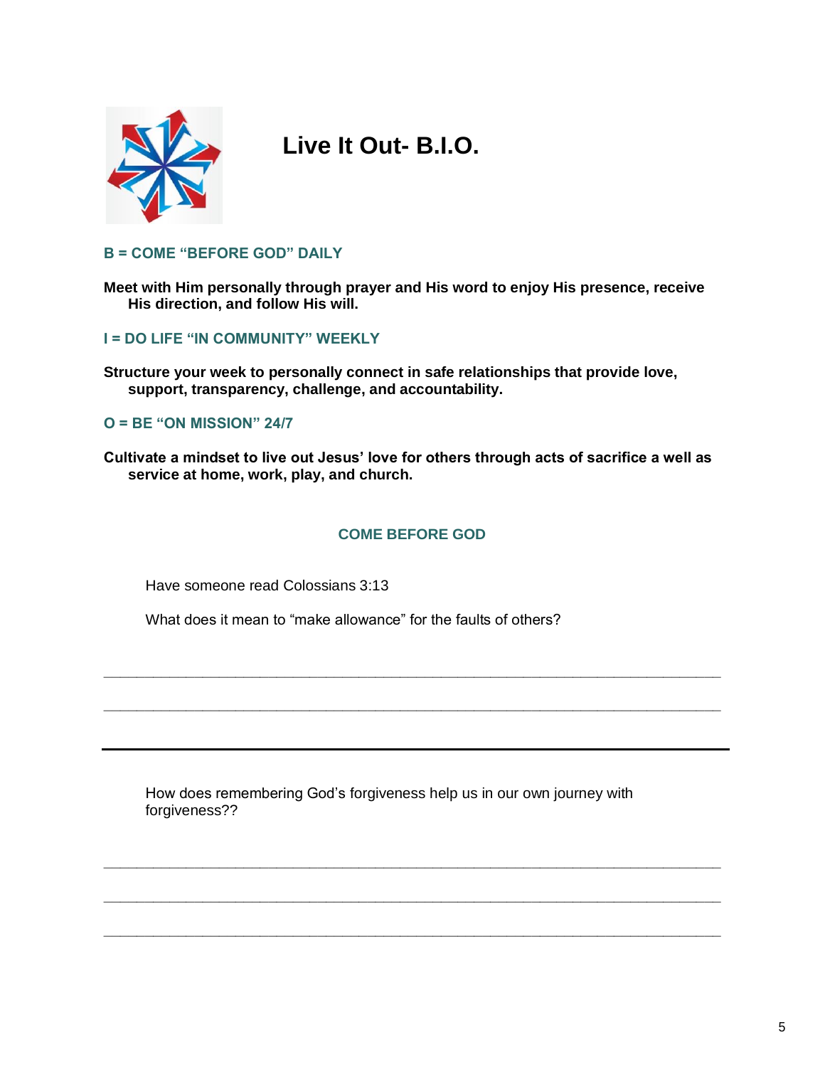# Live It Out- B.I.O.

### B = COME "BEFORE GOD" DAILY

**Meet with Him personally through prayer and His word to enjoy His presence, receive His direction, and follow His will.**

### I = DO LIFE "IN COMMUNITY" WEEKLY

**Structure your week to personally connect in safe relationships that provide love, support, transparency, challenge, and accountability.**

### O = BE "ON MISSION" 24/7

**Cultivate a mindset to live out Jesus' love for others through acts of sacrifice a well as service at home, work, play, and church.**

## COME BEFORE GOD

Have someone read Colossians 3:13

What does it mean to "make allowance" for the faults of others?

_______________________________________________________________________________

_______________________________________________________________________________

---

How does remembering God's forgiveness help us in our own journey with forgiveness??

_______________________________________________________________________________

_______________________________________________________________________________

_______________________________________________________________________________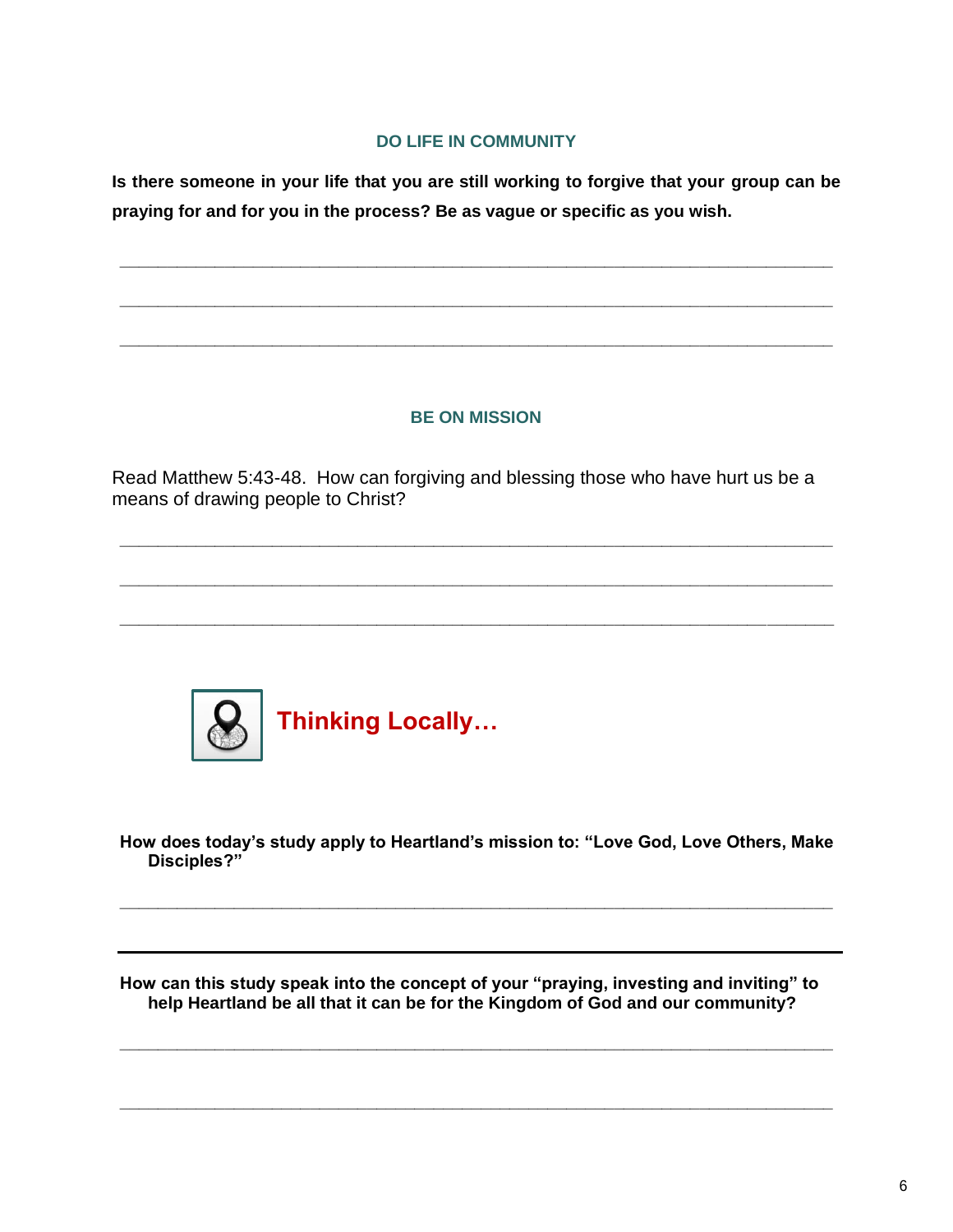## DO LIFE IN COMMUNITY

**Is there someone in your life that you are still working to forgive that your group can be praying for and for you in the process? Be as vague or specific as you wish.**

______________________________________________________________________

______________________________________________________________________

______________________________________________________________________

## BE ON MISSION

Read Matthew 5:43-48. How can forgiving and blessing those who have hurt us be a means of drawing people to Christ?

______________________________________________________________________

______________________________________________________________________

______________________________________________________________________

## Thinking Locally…

**How does today's study apply to Heartland's mission to: "Love God, Love Others, Make Disciples?"**

______________________________________________________________________

---

**How can this study speak into the concept of your "praying, investing and inviting" to help Heartland be all that it can be for the Kingdom of God and our community?**

______________________________________________________________________

______________________________________________________________________